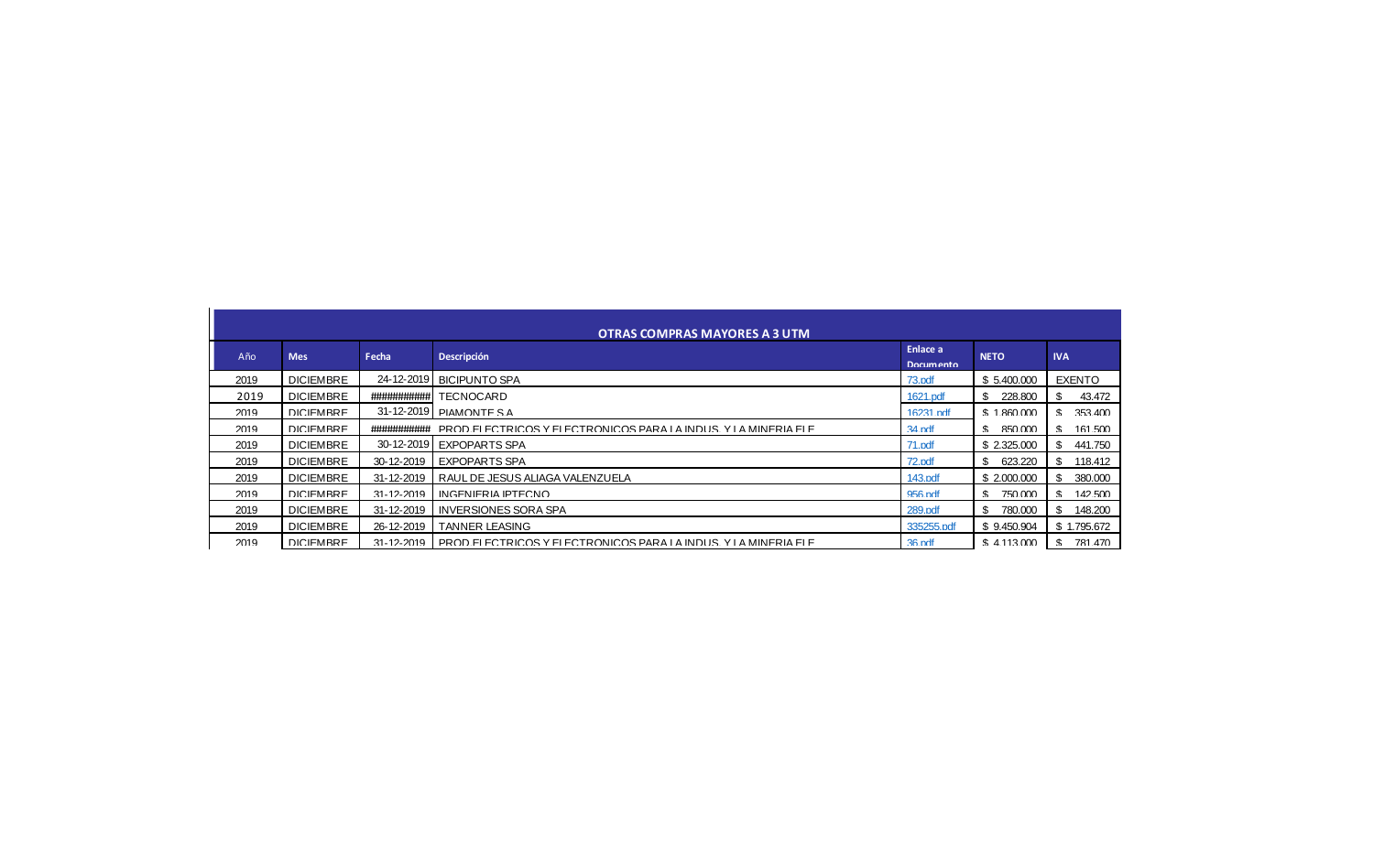| OTRAS COMPRAS MAYORES A 3 UTM | | | | | | |
|---|---|---|---|---|---|---|
| Año | Mes | Fecha | Descripción | Enlace a Documento | NETO | IVA |
| 2019 | DICIEMBRE | 24-12-2019 | BICIPUNTO SPA | 73.pdf | $ 5.400.000 | EXENTO |
| 2019 | DICIEMBRE | ############ | TECNOCARD | 1621.pdf | $ 228.800 | $ 43.472 |
| 2019 | DICIEMBRE | 31-12-2019 | PIAMONTE S.A | 16231.pdf | $ 1.860.000 | $ 353.400 |
| 2019 | DICIEMBRE | ############ | PROD.ELECTRICOS Y ELECTRONICOS PARA LA INDUS. Y LA MINERIA ELE | 34.pdf | $ 850.000 | $ 161.500 |
| 2019 | DICIEMBRE | 30-12-2019 | EXPOPARTS SPA | 71.pdf | $ 2.325.000 | $ 441.750 |
| 2019 | DICIEMBRE | 30-12-2019 | EXPOPARTS SPA | 72.pdf | $ 623.220 | $ 118.412 |
| 2019 | DICIEMBRE | 31-12-2019 | RAUL DE JESUS ALIAGA VALENZUELA | 143.pdf | $ 2.000.000 | $ 380.000 |
| 2019 | DICIEMBRE | 31-12-2019 | INGENIERIA IPTECNO | 956.pdf | $ 750.000 | $ 142.500 |
| 2019 | DICIEMBRE | 31-12-2019 | INVERSIONES SORA SPA | 289.pdf | $ 780.000 | $ 148.200 |
| 2019 | DICIEMBRE | 26-12-2019 | TANNER LEASING | 335255.pdf | $ 9.450.904 | $ 1.795.672 |
| 2019 | DICIEMBRE | 31-12-2019 | PROD.ELECTRICOS Y ELECTRONICOS PARA LA INDUS. Y LA MINERIA ELE | 36.pdf | $ 4.113.000 | $ 781.470 |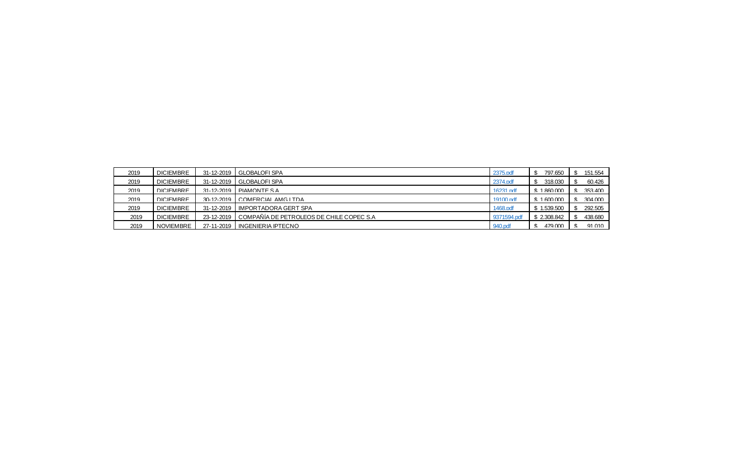| | | | | | | |
|---|---|---|---|---|---|---|
| 2019 | DICIEMBRE | 31-12-2019 | GLOBALOFI SPA | 2375.pdf | $ 797.650 | $ 151.554 |
| 2019 | DICIEMBRE | 31-12-2019 | GLOBALOFI SPA | 2374.pdf | $ 318.030 | $ 60.426 |
| 2019 | DICIEMBRE | 31-12-2019 | PIAMONTE S.A | 16231.pdf | $ 1.860.000 | $ 353.400 |
| 2019 | DICIEMBRE | 30-12-2019 | COMERCIAL AMG LTDA | 19100.pdf | $ 1.600.000 | $ 304.000 |
| 2019 | DICIEMBRE | 31-12-2019 | IMPORTADORA GERT SPA | 1468.pdf | $ 1.539.500 | $ 292.505 |
| 2019 | DICIEMBRE | 23-12-2019 | COMPAÑÍA DE PETROLEOS DE CHILE COPEC S.A | 9371594.pdf | $ 2.308.842 | $ 438.680 |
| 2019 | NOVIEMBRE | 27-11-2019 | INGENIERIA IPTECNO | 940.pdf | $ 479.000 | $ 91.010 |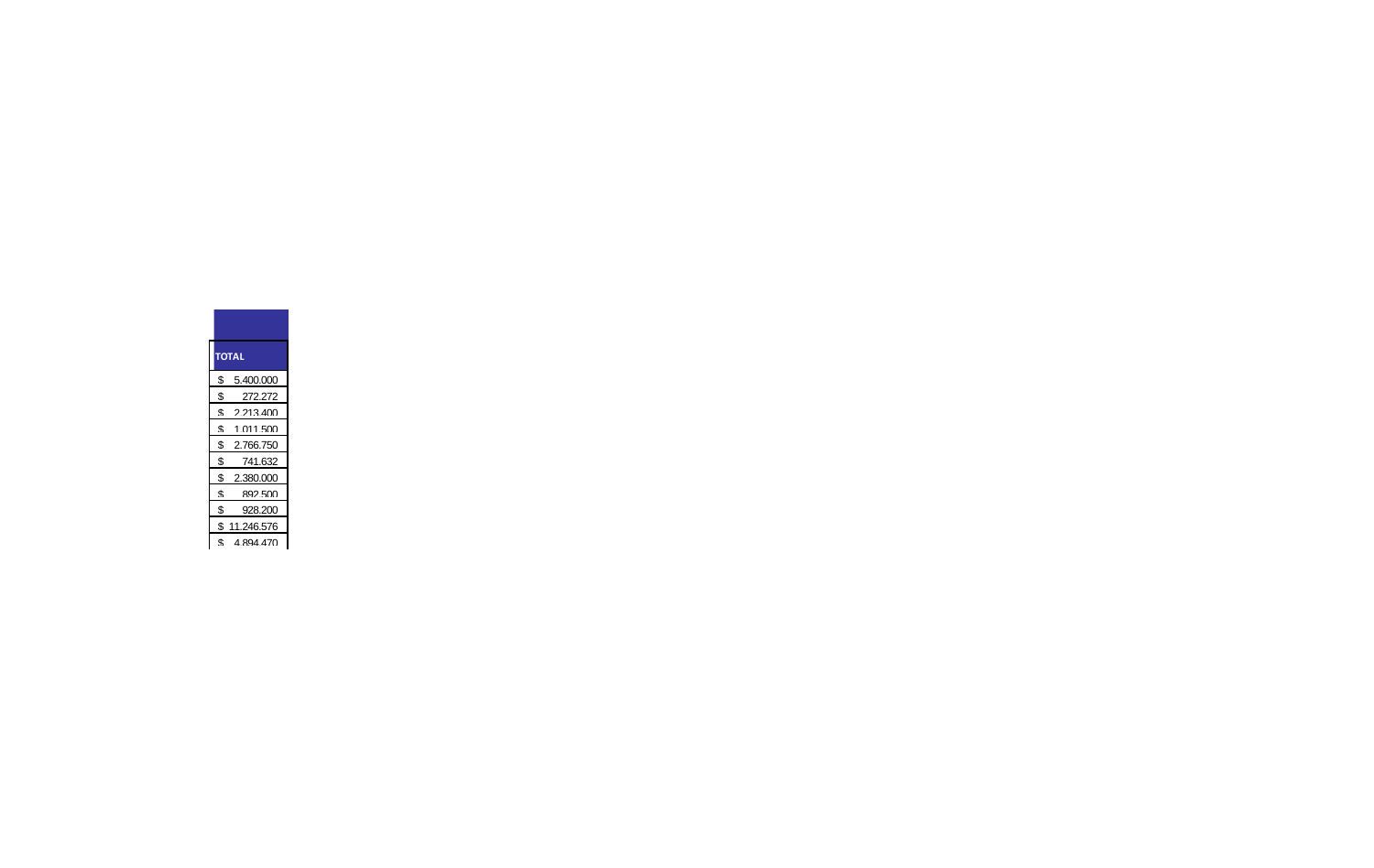| TOTAL |
| --- |
| $ 5.400.000 |
| $ 272.272 |
| $ 2.213.400 |
| $ 1.011.500 |
| $ 2.766.750 |
| $ 741.632 |
| $ 2.380.000 |
| $ 892.500 |
| $ 928.200 |
| $ 11.246.576 |
| $ 4.894.470 |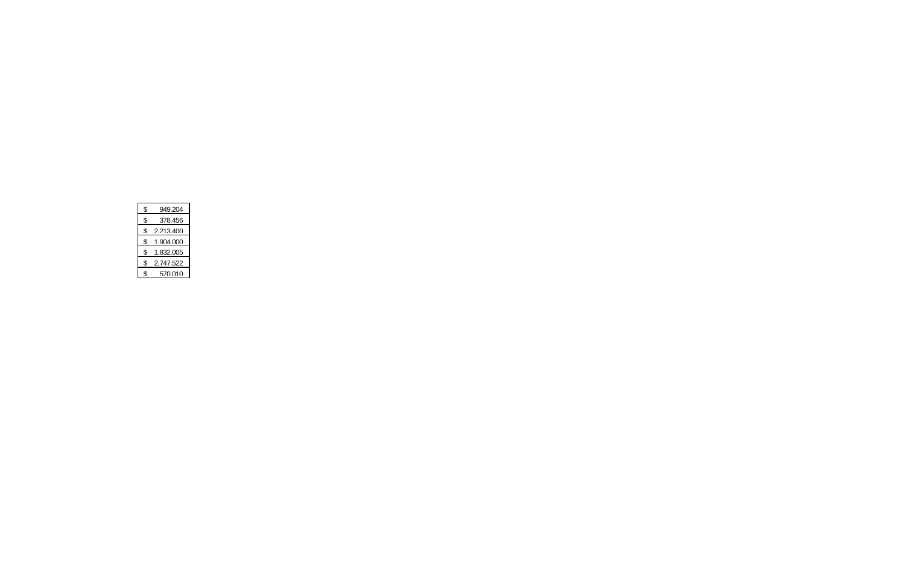| | |
|---|---|
| $ | 949.204 |
| $ | 378.456 |
| $ | 2.213.400 |
| $ | 1.904.000 |
| $ | 1.832.005 |
| $ | 2.747.522 |
| $ | 570.010 |